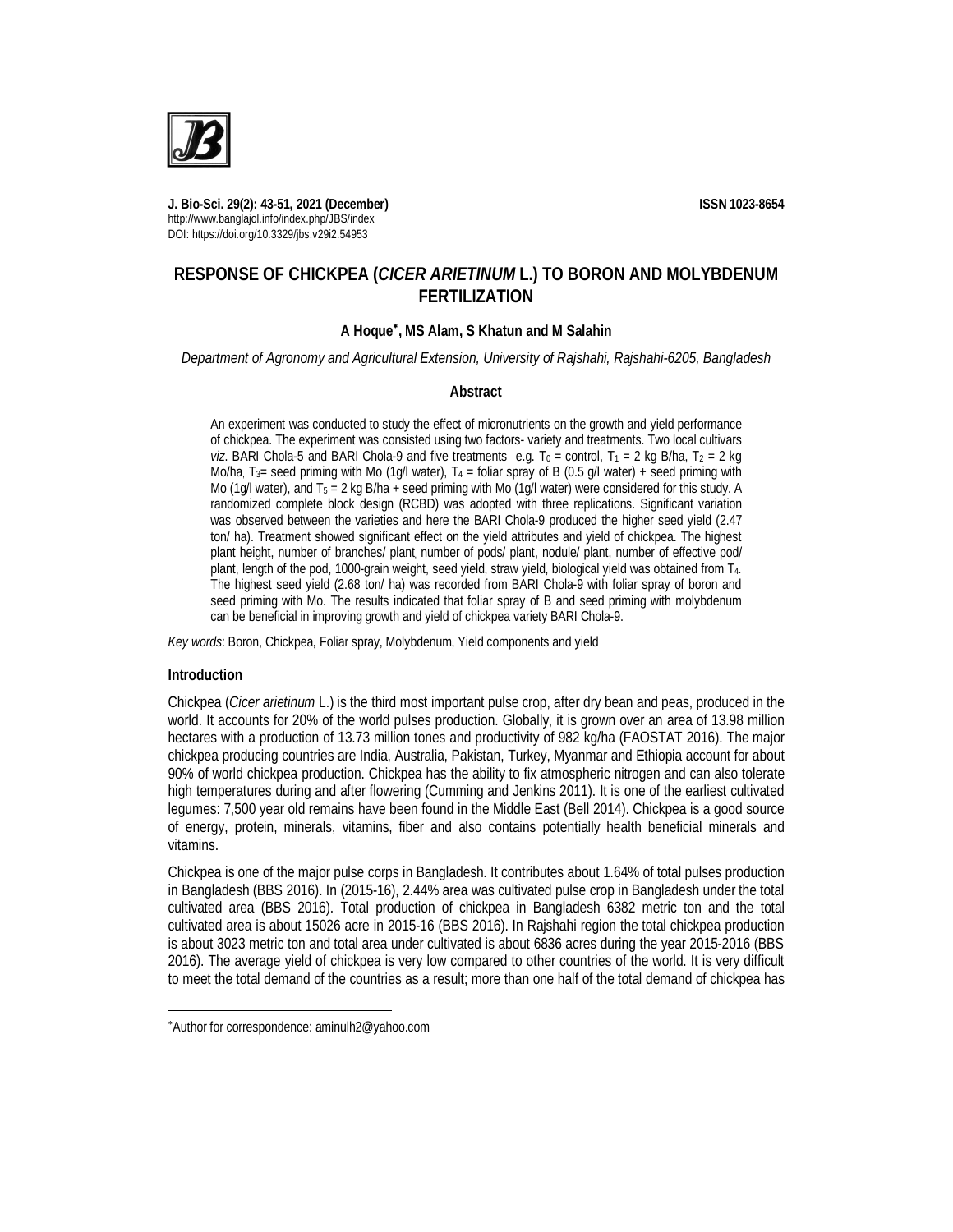# RESPONSE OF CHICKPEA (*CICER ARIETINUM* L.) TO BORON AND MOLYBDENUM FERTILIZATION

**A Hoque*, MS Alam, S Khatun and M Salahin**

*Department of Agronomy and Agricultural Extension, University of Rajshahi, Rajshahi-6205, Bangladesh*

## Abstract

An experiment was conducted to study the effect of micronutrients on the growth and yield performance of chickpea. The experiment was consisted using two factors- variety and treatments. Two local cultivars *viz*. BARI Chola-5 and BARI Chola-9 and five treatments e.g. $T_0$ = control, $T_1$ = 2 kg B/ha, $T_2$ = 2 kg Mo/ha, $T_3$= seed priming with Mo (1g/l water), $T_4$ = foliar spray of B (0.5 g/l water) + seed priming with Mo (1g/l water), and $T_5$ = 2 kg B/ha + seed priming with Mo (1g/l water) were considered for this study. A randomized complete block design (RCBD) was adopted with three replications. Significant variation was observed between the varieties and here the BARI Chola-9 produced the higher seed yield (2.47 ton/ ha). Treatment showed significant effect on the yield attributes and yield of chickpea. The highest plant height, number of branches/ plant, number of pods/ plant, nodule/ plant, number of effective pod/ plant, length of the pod, 1000-grain weight, seed yield, straw yield, biological yield was obtained from $T_4$. The highest seed yield (2.68 ton/ ha) was recorded from BARI Chola-9 with foliar spray of boron and seed priming with Mo. The results indicated that foliar spray of B and seed priming with molybdenum can be beneficial in improving growth and yield of chickpea variety BARI Chola-9.

*Key words*: Boron, Chickpea, Foliar spray, Molybdenum, Yield components and yield

## Introduction

Chickpea (*Cicer arietinum* L.) is the third most important pulse crop, after dry bean and peas, produced in the world. It accounts for 20% of the world pulses production. Globally, it is grown over an area of 13.98 million hectares with a production of 13.73 million tones and productivity of 982 kg/ha (FAOSTAT 2016). The major chickpea producing countries are India, Australia, Pakistan, Turkey, Myanmar and Ethiopia account for about 90% of world chickpea production. Chickpea has the ability to fix atmospheric nitrogen and can also tolerate high temperatures during and after flowering (Cumming and Jenkins 2011). It is one of the earliest cultivated legumes: 7,500 year old remains have been found in the Middle East (Bell 2014). Chickpea is a good source of energy, protein, minerals, vitamins, fiber and also contains potentially health beneficial minerals and vitamins.

Chickpea is one of the major pulse corps in Bangladesh. It contributes about 1.64% of total pulses production in Bangladesh (BBS 2016). In (2015-16), 2.44% area was cultivated pulse crop in Bangladesh under the total cultivated area (BBS 2016). Total production of chickpea in Bangladesh 6382 metric ton and the total cultivated area is about 15026 acre in 2015-16 (BBS 2016). In Rajshahi region the total chickpea production is about 3023 metric ton and total area under cultivated is about 6836 acres during the year 2015-2016 (BBS 2016). The average yield of chickpea is very low compared to other countries of the world. It is very difficult to meet the total demand of the countries as a result; more than one half of the total demand of chickpea has

*Author for correspondence: aminulh2@yahoo.com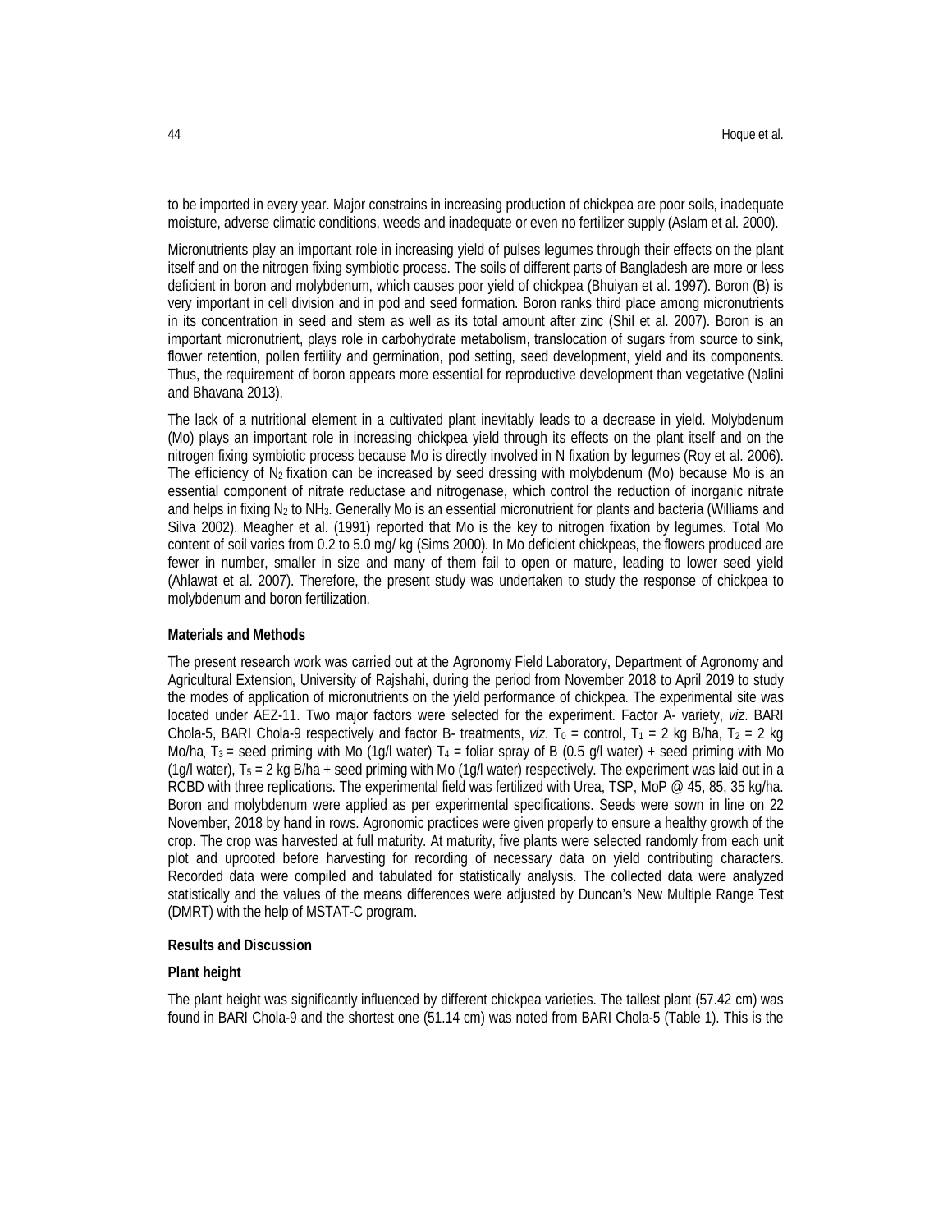to be imported in every year. Major constrains in increasing production of chickpea are poor soils, inadequate moisture, adverse climatic conditions, weeds and inadequate or even no fertilizer supply (Aslam et al. 2000).

Micronutrients play an important role in increasing yield of pulses legumes through their effects on the plant itself and on the nitrogen fixing symbiotic process. The soils of different parts of Bangladesh are more or less deficient in boron and molybdenum, which causes poor yield of chickpea (Bhuiyan et al. 1997). Boron (B) is very important in cell division and in pod and seed formation. Boron ranks third place among micronutrients in its concentration in seed and stem as well as its total amount after zinc (Shil et al. 2007). Boron is an important micronutrient, plays role in carbohydrate metabolism, translocation of sugars from source to sink, flower retention, pollen fertility and germination, pod setting, seed development, yield and its components. Thus, the requirement of boron appears more essential for reproductive development than vegetative (Nalini and Bhavana 2013).

The lack of a nutritional element in a cultivated plant inevitably leads to a decrease in yield. Molybdenum (Mo) plays an important role in increasing chickpea yield through its effects on the plant itself and on the nitrogen fixing symbiotic process because Mo is directly involved in N fixation by legumes (Roy et al. 2006). The efficiency of $N_2$ fixation can be increased by seed dressing with molybdenum (Mo) because Mo is an essential component of nitrate reductase and nitrogenase, which control the reduction of inorganic nitrate and helps in fixing $N_2$ to $NH_3$. Generally Mo is an essential micronutrient for plants and bacteria (Williams and Silva 2002). Meagher et al. (1991) reported that Mo is the key to nitrogen fixation by legumes. Total Mo content of soil varies from 0.2 to 5.0 mg/ kg (Sims 2000). In Mo deficient chickpeas, the flowers produced are fewer in number, smaller in size and many of them fail to open or mature, leading to lower seed yield (Ahlawat et al. 2007). Therefore, the present study was undertaken to study the response of chickpea to molybdenum and boron fertilization.

## Materials and Methods

The present research work was carried out at the Agronomy Field Laboratory, Department of Agronomy and Agricultural Extension, University of Rajshahi, during the period from November 2018 to April 2019 to study the modes of application of micronutrients on the yield performance of chickpea. The experimental site was located under AEZ-11. Two major factors were selected for the experiment. Factor A- variety, *viz*. BARI Chola-5, BARI Chola-9 respectively and factor B- treatments, *viz*. $T_0$ = control, $T_1$ = 2 kg B/ha, $T_2$ = 2 kg Mo/ha, $T_3$ = seed priming with Mo (1g/l water) $T_4$ = foliar spray of B (0.5 g/l water) + seed priming with Mo (1g/l water), $T_5$ = 2 kg B/ha + seed priming with Mo (1g/l water) respectively. The experiment was laid out in a RCBD with three replications. The experimental field was fertilized with Urea, TSP, MoP @ 45, 85, 35 kg/ha. Boron and molybdenum were applied as per experimental specifications. Seeds were sown in line on 22 November, 2018 by hand in rows. Agronomic practices were given properly to ensure a healthy growth of the crop. The crop was harvested at full maturity. At maturity, five plants were selected randomly from each unit plot and uprooted before harvesting for recording of necessary data on yield contributing characters. Recorded data were compiled and tabulated for statistically analysis. The collected data were analyzed statistically and the values of the means differences were adjusted by Duncan's New Multiple Range Test (DMRT) with the help of MSTAT-C program.

## Results and Discussion

### Plant height

The plant height was significantly influenced by different chickpea varieties. The tallest plant (57.42 cm) was found in BARI Chola-9 and the shortest one (51.14 cm) was noted from BARI Chola-5 (Table 1). This is the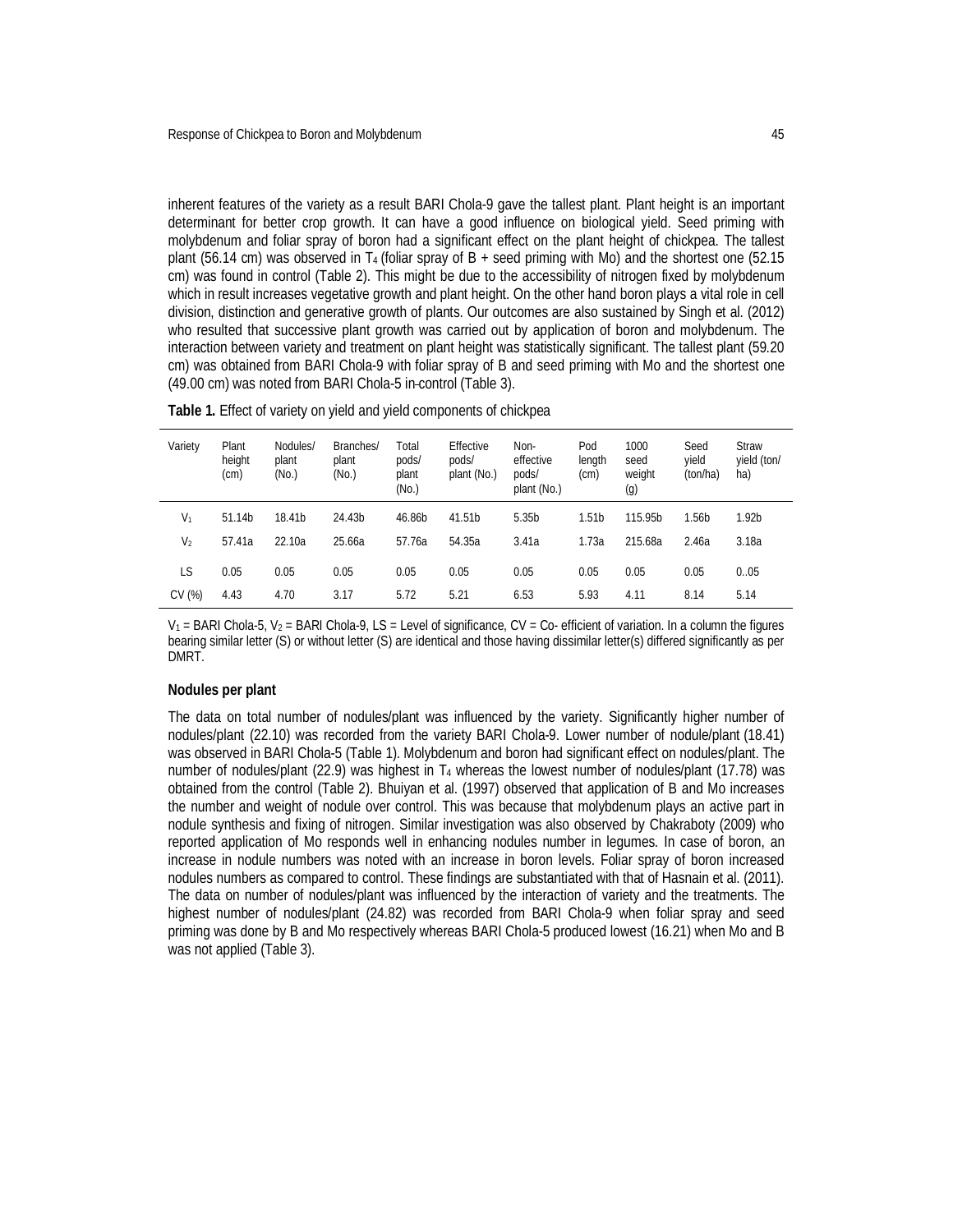inherent features of the variety as a result BARI Chola-9 gave the tallest plant. Plant height is an important determinant for better crop growth. It can have a good influence on biological yield. Seed priming with molybdenum and foliar spray of boron had a significant effect on the plant height of chickpea. The tallest plant (56.14 cm) was observed in $T_4$ (foliar spray of B + seed priming with Mo) and the shortest one (52.15 cm) was found in control (Table 2). This might be due to the accessibility of nitrogen fixed by molybdenum which in result increases vegetative growth and plant height. On the other hand boron plays a vital role in cell division, distinction and generative growth of plants. Our outcomes are also sustained by Singh et al. (2012) who resulted that successive plant growth was carried out by application of boron and molybdenum. The interaction between variety and treatment on plant height was statistically significant. The tallest plant (59.20 cm) was obtained from BARI Chola-9 with foliar spray of B and seed priming with Mo and the shortest one (49.00 cm) was noted from BARI Chola-5 in-control (Table 3).

**Table 1.** Effect of variety on yield and yield components of chickpea

| Variety | Plant height (cm) | Nodules/ plant (No.) | Branches/ plant (No.) | Total pods/ plant (No.) | Effective pods/ plant (No.) | Non-effective pods/ plant (No.) | Pod length (cm) | 1000 seed weight (g) | Seed yield (ton/ha) | Straw yield (ton/ ha) |
|---|---|---|---|---|---|---|---|---|---|---|
| $V_1$ | 51.14b | 18.41b | 24.43b | 46.86b | 41.51b | 5.35b | 1.51b | 115.95b | 1.56b | 1.92b |
| $V_2$ | 57.41a | 22.10a | 25.66a | 57.76a | 54.35a | 3.41a | 1.73a | 215.68a | 2.46a | 3.18a |
| LS | 0.05 | 0.05 | 0.05 | 0.05 | 0.05 | 0.05 | 0.05 | 0.05 | 0.05 | 0..05 |
| CV (%) | 4.43 | 4.70 | 3.17 | 5.72 | 5.21 | 6.53 | 5.93 | 4.11 | 8.14 | 5.14 |

$V_1$ = BARI Chola-5, $V_2$ = BARI Chola-9, LS = Level of significance, CV = Co- efficient of variation. In a column the figures bearing similar letter (S) or without letter (S) are identical and those having dissimilar letter(s) differed significantly as per DMRT.

### Nodules per plant

The data on total number of nodules/plant was influenced by the variety. Significantly higher number of nodules/plant (22.10) was recorded from the variety BARI Chola-9. Lower number of nodule/plant (18.41) was observed in BARI Chola-5 (Table 1). Molybdenum and boron had significant effect on nodules/plant. The number of nodules/plant (22.9) was highest in $T_4$ whereas the lowest number of nodules/plant (17.78) was obtained from the control (Table 2). Bhuiyan et al. (1997) observed that application of B and Mo increases the number and weight of nodule over control. This was because that molybdenum plays an active part in nodule synthesis and fixing of nitrogen. Similar investigation was also observed by Chakraboty (2009) who reported application of Mo responds well in enhancing nodules number in legumes. In case of boron, an increase in nodule numbers was noted with an increase in boron levels. Foliar spray of boron increased nodules numbers as compared to control. These findings are substantiated with that of Hasnain et al. (2011). The data on number of nodules/plant was influenced by the interaction of variety and the treatments. The highest number of nodules/plant (24.82) was recorded from BARI Chola-9 when foliar spray and seed priming was done by B and Mo respectively whereas BARI Chola-5 produced lowest (16.21) when Mo and B was not applied (Table 3).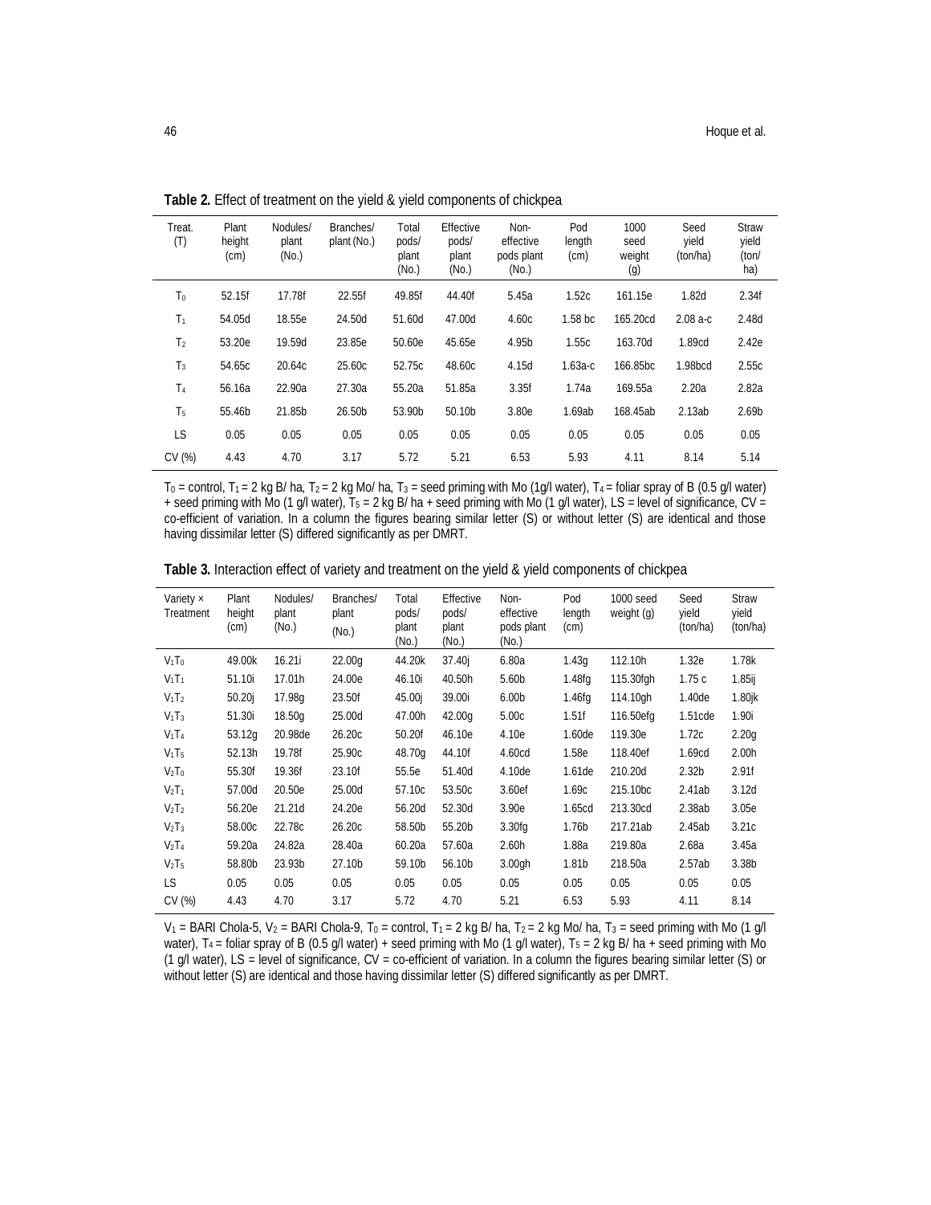**Table 2.** Effect of treatment on the yield & yield components of chickpea

| Treat. (T) | Plant height (cm) | Nodules/ plant (No.) | Branches/ plant (No.) | Total pods/ plant (No.) | Effective pods/ plant (No.) | Non-effective pods plant (No.) | Pod length (cm) | 1000 seed weight (g) | Seed yield (ton/ha) | Straw yield (ton/ ha) |
|---|---|---|---|---|---|---|---|---|---|---|
| $T_0$ | 52.15f | 17.78f | 22.55f | 49.85f | 44.40f | 5.45a | 1.52c | 161.15e | 1.82d | 2.34f |
| $T_1$ | 54.05d | 18.55e | 24.50d | 51.60d | 47.00d | 4.60c | 1.58 bc | 165.20cd | 2.08 a-c | 2.48d |
| $T_2$ | 53.20e | 19.59d | 23.85e | 50.60e | 45.65e | 4.95b | 1.55c | 163.70d | 1.89cd | 2.42e |
| $T_3$ | 54.65c | 20.64c | 25.60c | 52.75c | 48.60c | 4.15d | 1.63a-c | 166.85bc | 1.98bcd | 2.55c |
| $T_4$ | 56.16a | 22.90a | 27.30a | 55.20a | 51.85a | 3.35f | 1.74a | 169.55a | 2.20a | 2.82a |
| $T_5$ | 55.46b | 21.85b | 26.50b | 53.90b | 50.10b | 3.80e | 1.69ab | 168.45ab | 2.13ab | 2.69b |
| LS | 0.05 | 0.05 | 0.05 | 0.05 | 0.05 | 0.05 | 0.05 | 0.05 | 0.05 | 0.05 |
| CV (%) | 4.43 | 4.70 | 3.17 | 5.72 | 5.21 | 6.53 | 5.93 | 4.11 | 8.14 | 5.14 |

$T_0$ = control, $T_1$ = 2 kg B/ ha, $T_2$ = 2 kg Mo/ ha, $T_3$ = seed priming with Mo (1g/l water), $T_4$ = foliar spray of B (0.5 g/l water) + seed priming with Mo (1 g/l water), $T_5$ = 2 kg B/ ha + seed priming with Mo (1 g/l water), LS = level of significance, CV = co-efficient of variation. In a column the figures bearing similar letter (S) or without letter (S) are identical and those having dissimilar letter (S) differed significantly as per DMRT.

**Table 3.** Interaction effect of variety and treatment on the yield & yield components of chickpea

| Variety × Treatment | Plant height (cm) | Nodules/ plant (No.) | Branches/ plant (No.) | Total pods/ plant (No.) | Effective pods/ plant (No.) | Non-effective pods plant (No.) | Pod length (cm) | 1000 seed weight (g) | Seed yield (ton/ha) | Straw yield (ton/ha) |
|---|---|---|---|---|---|---|---|---|---|---|
| $V_1T_0$ | 49.00k | 16.21i | 22.00g | 44.20k | 37.40j | 6.80a | 1.43g | 112.10h | 1.32e | 1.78k |
| $V_1T_1$ | 51.10i | 17.01h | 24.00e | 46.10i | 40.50h | 5.60b | 1.48fg | 115.30fgh | 1.75 c | 1.85ij |
| $V_1T_2$ | 50.20j | 17.98g | 23.50f | 45.00j | 39.00i | 6.00b | 1.46fg | 114.10gh | 1.40de | 1.80jk |
| $V_1T_3$ | 51.30i | 18.50g | 25.00d | 47.00h | 42.00g | 5.00c | 1.51f | 116.50efg | 1.51cde | 1.90i |
| $V_1T_4$ | 53.12g | 20.98de | 26.20c | 50.20f | 46.10e | 4.10e | 1.60de | 119.30e | 1.72c | 2.20g |
| $V_1T_5$ | 52.13h | 19.78f | 25.90c | 48.70g | 44.10f | 4.60cd | 1.58e | 118.40ef | 1.69cd | 2.00h |
| $V_2T_0$ | 55.30f | 19.36f | 23.10f | 55.5e | 51.40d | 4.10de | 1.61de | 210.20d | 2.32b | 2.91f |
| $V_2T_1$ | 57.00d | 20.50e | 25.00d | 57.10c | 53.50c | 3.60ef | 1.69c | 215.10bc | 2.41ab | 3.12d |
| $V_2T_2$ | 56.20e | 21.21d | 24.20e | 56.20d | 52.30d | 3.90e | 1.65cd | 213.30cd | 2.38ab | 3.05e |
| $V_2T_3$ | 58.00c | 22.78c | 26.20c | 58.50b | 55.20b | 3.30fg | 1.76b | 217.21ab | 2.45ab | 3.21c |
| $V_2T_4$ | 59.20a | 24.82a | 28.40a | 60.20a | 57.60a | 2.60h | 1.88a | 219.80a | 2.68a | 3.45a |
| $V_2T_5$ | 58.80b | 23.93b | 27.10b | 59.10b | 56.10b | 3.00gh | 1.81b | 218.50a | 2.57ab | 3.38b |
| LS | 0.05 | 0.05 | 0.05 | 0.05 | 0.05 | 0.05 | 0.05 | 0.05 | 0.05 | 0.05 |
| CV (%) | 4.43 | 4.70 | 3.17 | 5.72 | 4.70 | 5.21 | 6.53 | 5.93 | 4.11 | 8.14 |

$V_1$ = BARI Chola-5, $V_2$ = BARI Chola-9, $T_0$ = control, $T_1$ = 2 kg B/ ha, $T_2$ = 2 kg Mo/ ha, $T_3$ = seed priming with Mo (1 g/l water), $T_4$ = foliar spray of B (0.5 g/l water) + seed priming with Mo (1 g/l water), $T_5$ = 2 kg B/ ha + seed priming with Mo (1 g/l water), LS = level of significance, CV = co-efficient of variation. In a column the figures bearing similar letter (S) or without letter (S) are identical and those having dissimilar letter (S) differed significantly as per DMRT.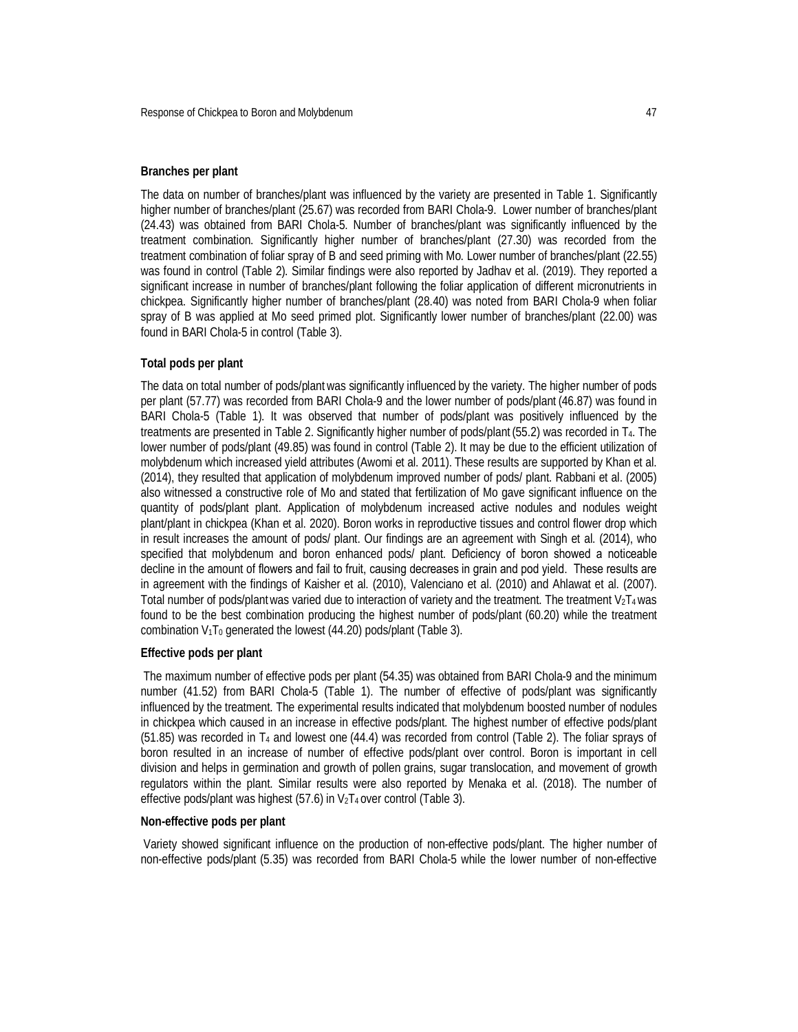### Branches per plant

The data on number of branches/plant was influenced by the variety are presented in Table 1. Significantly higher number of branches/plant (25.67) was recorded from BARI Chola-9. Lower number of branches/plant (24.43) was obtained from BARI Chola-5. Number of branches/plant was significantly influenced by the treatment combination. Significantly higher number of branches/plant (27.30) was recorded from the treatment combination of foliar spray of B and seed priming with Mo. Lower number of branches/plant (22.55) was found in control (Table 2). Similar findings were also reported by Jadhav et al. (2019). They reported a significant increase in number of branches/plant following the foliar application of different micronutrients in chickpea. Significantly higher number of branches/plant (28.40) was noted from BARI Chola-9 when foliar spray of B was applied at Mo seed primed plot. Significantly lower number of branches/plant (22.00) was found in BARI Chola-5 in control (Table 3).

### Total pods per plant

The data on total number of pods/plant was significantly influenced by the variety. The higher number of pods per plant (57.77) was recorded from BARI Chola-9 and the lower number of pods/plant (46.87) was found in BARI Chola-5 (Table 1). It was observed that number of pods/plant was positively influenced by the treatments are presented in Table 2. Significantly higher number of pods/plant (55.2) was recorded in $T_4$. The lower number of pods/plant (49.85) was found in control (Table 2). It may be due to the efficient utilization of molybdenum which increased yield attributes (Awomi et al. 2011). These results are supported by Khan et al. (2014), they resulted that application of molybdenum improved number of pods/ plant. Rabbani et al. (2005) also witnessed a constructive role of Mo and stated that fertilization of Mo gave significant influence on the quantity of pods/plant plant. Application of molybdenum increased active nodules and nodules weight plant/plant in chickpea (Khan et al. 2020). Boron works in reproductive tissues and control flower drop which in result increases the amount of pods/ plant. Our findings are an agreement with Singh et al. (2014), who specified that molybdenum and boron enhanced pods/ plant. Deficiency of boron showed a noticeable decline in the amount of flowers and fail to fruit, causing decreases in grain and pod yield. These results are in agreement with the findings of Kaisher et al. (2010), Valenciano et al. (2010) and Ahlawat et al. (2007). Total number of pods/plant was varied due to interaction of variety and the treatment. The treatment $V_2T_4$ was found to be the best combination producing the highest number of pods/plant (60.20) while the treatment combination $V_1T_0$ generated the lowest (44.20) pods/plant (Table 3).

### Effective pods per plant

The maximum number of effective pods per plant (54.35) was obtained from BARI Chola-9 and the minimum number (41.52) from BARI Chola-5 (Table 1). The number of effective of pods/plant was significantly influenced by the treatment. The experimental results indicated that molybdenum boosted number of nodules in chickpea which caused in an increase in effective pods/plant. The highest number of effective pods/plant (51.85) was recorded in $T_4$ and lowest one (44.4) was recorded from control (Table 2). The foliar sprays of boron resulted in an increase of number of effective pods/plant over control. Boron is important in cell division and helps in germination and growth of pollen grains, sugar translocation, and movement of growth regulators within the plant. Similar results were also reported by Menaka et al. (2018). The number of effective pods/plant was highest (57.6) in $V_2T_4$ over control (Table 3).

### Non-effective pods per plant

Variety showed significant influence on the production of non-effective pods/plant. The higher number of non-effective pods/plant (5.35) was recorded from BARI Chola-5 while the lower number of non-effective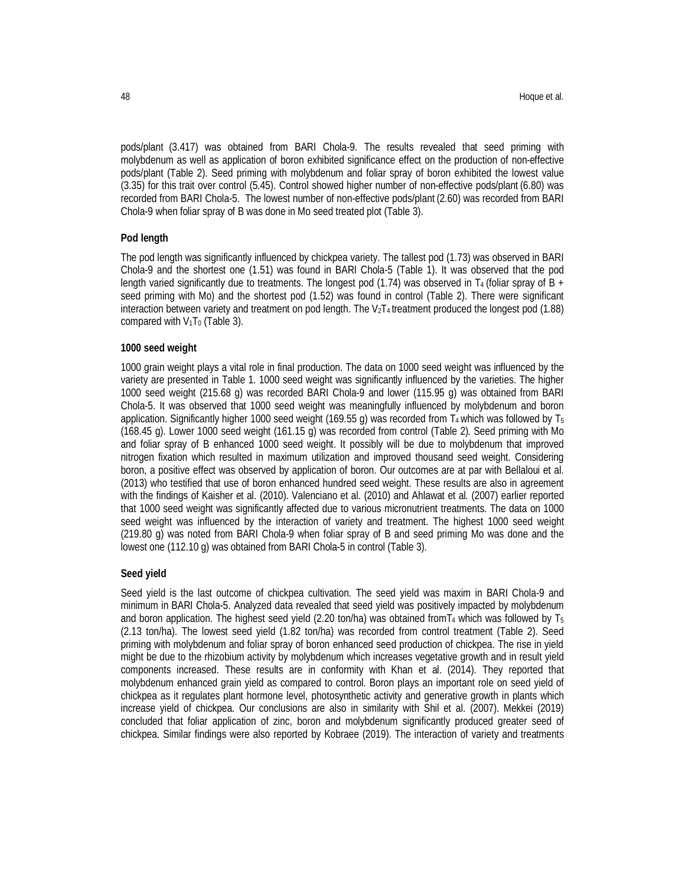pods/plant (3.417) was obtained from BARI Chola-9. The results revealed that seed priming with molybdenum as well as application of boron exhibited significance effect on the production of non-effective pods/plant (Table 2). Seed priming with molybdenum and foliar spray of boron exhibited the lowest value (3.35) for this trait over control (5.45). Control showed higher number of non-effective pods/plant (6.80) was recorded from BARI Chola-5. The lowest number of non-effective pods/plant (2.60) was recorded from BARI Chola-9 when foliar spray of B was done in Mo seed treated plot (Table 3).

**Pod length**

The pod length was significantly influenced by chickpea variety. The tallest pod (1.73) was observed in BARI Chola-9 and the shortest one (1.51) was found in BARI Chola-5 (Table 1). It was observed that the pod length varied significantly due to treatments. The longest pod (1.74) was observed in $T_4$ (foliar spray of B + seed priming with Mo) and the shortest pod (1.52) was found in control (Table 2). There were significant interaction between variety and treatment on pod length. The $V_2T_4$ treatment produced the longest pod (1.88) compared with $V_1T_0$ (Table 3).

**1000 seed weight**

1000 grain weight plays a vital role in final production. The data on 1000 seed weight was influenced by the variety are presented in Table 1. 1000 seed weight was significantly influenced by the varieties. The higher 1000 seed weight (215.68 g) was recorded BARI Chola-9 and lower (115.95 g) was obtained from BARI Chola-5. It was observed that 1000 seed weight was meaningfully influenced by molybdenum and boron application. Significantly higher 1000 seed weight (169.55 g) was recorded from $T_4$ which was followed by $T_5$ (168.45 g). Lower 1000 seed weight (161.15 g) was recorded from control (Table 2). Seed priming with Mo and foliar spray of B enhanced 1000 seed weight. It possibly will be due to molybdenum that improved nitrogen fixation which resulted in maximum utilization and improved thousand seed weight. Considering boron, a positive effect was observed by application of boron. Our outcomes are at par with Bellaloui et al. (2013) who testified that use of boron enhanced hundred seed weight. These results are also in agreement with the findings of Kaisher et al. (2010). Valenciano et al. (2010) and Ahlawat et al. (2007) earlier reported that 1000 seed weight was significantly affected due to various micronutrient treatments. The data on 1000 seed weight was influenced by the interaction of variety and treatment. The highest 1000 seed weight (219.80 g) was noted from BARI Chola-9 when foliar spray of B and seed priming Mo was done and the lowest one (112.10 g) was obtained from BARI Chola-5 in control (Table 3).

**Seed yield**

Seed yield is the last outcome of chickpea cultivation. The seed yield was maxim in BARI Chola-9 and minimum in BARI Chola-5. Analyzed data revealed that seed yield was positively impacted by molybdenum and boron application. The highest seed yield (2.20 ton/ha) was obtained from$T_4$ which was followed by $T_5$ (2.13 ton/ha). The lowest seed yield (1.82 ton/ha) was recorded from control treatment (Table 2). Seed priming with molybdenum and foliar spray of boron enhanced seed production of chickpea. The rise in yield might be due to the rhizobium activity by molybdenum which increases vegetative growth and in result yield components increased. These results are in conformity with Khan et al. (2014). They reported that molybdenum enhanced grain yield as compared to control. Boron plays an important role on seed yield of chickpea as it regulates plant hormone level, photosynthetic activity and generative growth in plants which increase yield of chickpea. Our conclusions are also in similarity with Shil et al. (2007). Mekkei (2019) concluded that foliar application of zinc, boron and molybdenum significantly produced greater seed of chickpea. Similar findings were also reported by Kobraee (2019). The interaction of variety and treatments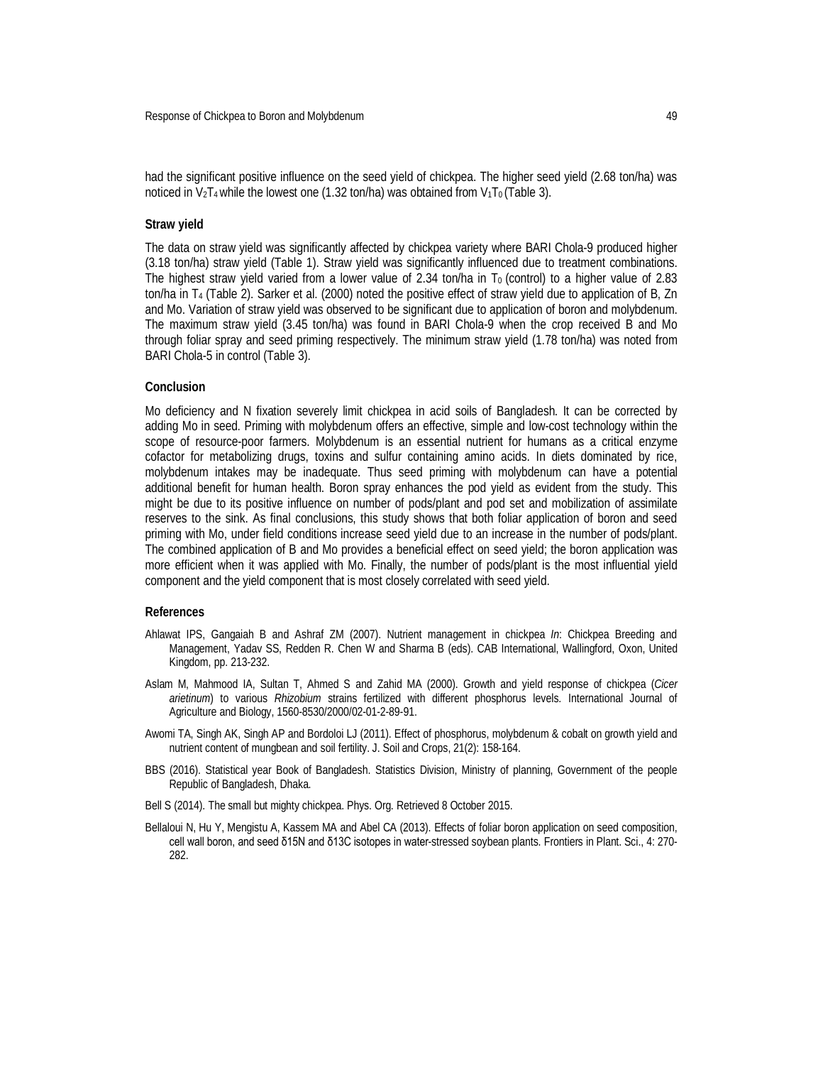had the significant positive influence on the seed yield of chickpea. The higher seed yield (2.68 ton/ha) was noticed in $V_2T_4$ while the lowest one (1.32 ton/ha) was obtained from $V_1T_0$ (Table 3).

### Straw yield

The data on straw yield was significantly affected by chickpea variety where BARI Chola-9 produced higher (3.18 ton/ha) straw yield (Table 1). Straw yield was significantly influenced due to treatment combinations. The highest straw yield varied from a lower value of 2.34 ton/ha in $T_0$ (control) to a higher value of 2.83 ton/ha in $T_4$ (Table 2). Sarker et al. (2000) noted the positive effect of straw yield due to application of B, Zn and Mo. Variation of straw yield was observed to be significant due to application of boron and molybdenum. The maximum straw yield (3.45 ton/ha) was found in BARI Chola-9 when the crop received B and Mo through foliar spray and seed priming respectively. The minimum straw yield (1.78 ton/ha) was noted from BARI Chola-5 in control (Table 3).

### Conclusion

Mo deficiency and N fixation severely limit chickpea in acid soils of Bangladesh. It can be corrected by adding Mo in seed. Priming with molybdenum offers an effective, simple and low-cost technology within the scope of resource-poor farmers. Molybdenum is an essential nutrient for humans as a critical enzyme cofactor for metabolizing drugs, toxins and sulfur containing amino acids. In diets dominated by rice, molybdenum intakes may be inadequate. Thus seed priming with molybdenum can have a potential additional benefit for human health. Boron spray enhances the pod yield as evident from the study. This might be due to its positive influence on number of pods/plant and pod set and mobilization of assimilate reserves to the sink. As final conclusions, this study shows that both foliar application of boron and seed priming with Mo, under field conditions increase seed yield due to an increase in the number of pods/plant. The combined application of B and Mo provides a beneficial effect on seed yield; the boron application was more efficient when it was applied with Mo. Finally, the number of pods/plant is the most influential yield component and the yield component that is most closely correlated with seed yield.

### References

Ahlawat IPS, Gangaiah B and Ashraf ZM (2007). Nutrient management in chickpea *In*: Chickpea Breeding and Management, Yadav SS, Redden R. Chen W and Sharma B (eds). CAB International, Wallingford, Oxon, United Kingdom, pp. 213-232.

Aslam M, Mahmood IA, Sultan T, Ahmed S and Zahid MA (2000). Growth and yield response of chickpea (*Cicer arietinum*) to various *Rhizobium* strains fertilized with different phosphorus levels. International Journal of Agriculture and Biology, 1560-8530/2000/02-01-2-89-91.

Awomi TA, Singh AK, Singh AP and Bordoloi LJ (2011). Effect of phosphorus, molybdenum & cobalt on growth yield and nutrient content of mungbean and soil fertility. J. Soil and Crops, 21(2): 158-164.

BBS (2016). Statistical year Book of Bangladesh. Statistics Division, Ministry of planning, Government of the people Republic of Bangladesh, Dhaka.

Bell S (2014). The small but mighty chickpea. Phys. Org. Retrieved 8 October 2015.

Bellaloui N, Hu Y, Mengistu A, Kassem MA and Abel CA (2013). Effects of foliar boron application on seed composition, cell wall boron, and seed δ15N and δ13C isotopes in water-stressed soybean plants. Frontiers in Plant. Sci., 4: 270-282.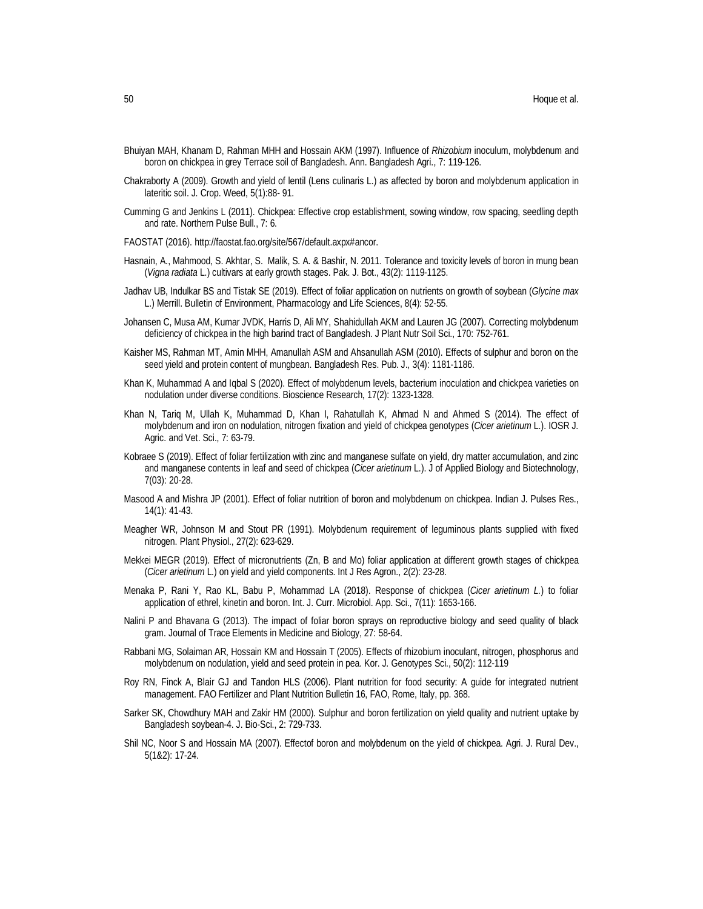Bhuiyan MAH, Khanam D, Rahman MHH and Hossain AKM (1997). Influence of *Rhizobium* inoculum, molybdenum and boron on chickpea in grey Terrace soil of Bangladesh. Ann. Bangladesh Agri., 7: 119-126.

Chakraborty A (2009). Growth and yield of lentil (Lens culinaris L.) as affected by boron and molybdenum application in lateritic soil. J. Crop. Weed, 5(1):88- 91.

Cumming G and Jenkins L (2011). Chickpea: Effective crop establishment, sowing window, row spacing, seedling depth and rate. Northern Pulse Bull., 7: 6.

FAOSTAT (2016). http://faostat.fao.org/site/567/default.axpx#ancor.

Hasnain, A., Mahmood, S. Akhtar, S. Malik, S. A. & Bashir, N. 2011. Tolerance and toxicity levels of boron in mung bean (*Vigna radiata* L.) cultivars at early growth stages. Pak. J. Bot., 43(2): 1119-1125.

Jadhav UB, Indulkar BS and Tistak SE (2019). Effect of foliar application on nutrients on growth of soybean (*Glycine max* L.) Merrill. Bulletin of Environment, Pharmacology and Life Sciences, 8(4): 52-55.

Johansen C, Musa AM, Kumar JVDK, Harris D, Ali MY, Shahidullah AKM and Lauren JG (2007). Correcting molybdenum deficiency of chickpea in the high barind tract of Bangladesh. J Plant Nutr Soil Sci., 170: 752-761.

Kaisher MS, Rahman MT, Amin MHH, Amanullah ASM and Ahsanullah ASM (2010). Effects of sulphur and boron on the seed yield and protein content of mungbean. Bangladesh Res. Pub. J., 3(4): 1181-1186.

Khan K, Muhammad A and Iqbal S (2020). Effect of molybdenum levels, bacterium inoculation and chickpea varieties on nodulation under diverse conditions. Bioscience Research, 17(2): 1323-1328.

Khan N, Tariq M, Ullah K, Muhammad D, Khan I, Rahatullah K, Ahmad N and Ahmed S (2014). The effect of molybdenum and iron on nodulation, nitrogen fixation and yield of chickpea genotypes (*Cicer arietinum* L.). IOSR J. Agric. and Vet. Sci., 7: 63-79.

Kobraee S (2019). Effect of foliar fertilization with zinc and manganese sulfate on yield, dry matter accumulation, and zinc and manganese contents in leaf and seed of chickpea (*Cicer arietinum* L.). J of Applied Biology and Biotechnology, 7(03): 20-28.

Masood A and Mishra JP (2001). Effect of foliar nutrition of boron and molybdenum on chickpea. Indian J. Pulses Res., 14(1): 41-43.

Meagher WR, Johnson M and Stout PR (1991). Molybdenum requirement of leguminous plants supplied with fixed nitrogen. Plant Physiol., 27(2): 623-629.

Mekkei MEGR (2019). Effect of micronutrients (Zn, B and Mo) foliar application at different growth stages of chickpea (*Cicer arietinum* L.) on yield and yield components. Int J Res Agron., 2(2): 23-28.

Menaka P, Rani Y, Rao KL, Babu P, Mohammad LA (2018). Response of chickpea (*Cicer arietinum L.*) to foliar application of ethrel, kinetin and boron. Int. J. Curr. Microbiol. App. Sci., 7(11): 1653-166.

Nalini P and Bhavana G (2013). The impact of foliar boron sprays on reproductive biology and seed quality of black gram. Journal of Trace Elements in Medicine and Biology, 27: 58-64.

Rabbani MG, Solaiman AR, Hossain KM and Hossain T (2005). Effects of rhizobium inoculant, nitrogen, phosphorus and molybdenum on nodulation, yield and seed protein in pea. Kor. J. Genotypes Sci., 50(2): 112-119

Roy RN, Finck A, Blair GJ and Tandon HLS (2006). Plant nutrition for food security: A guide for integrated nutrient management. FAO Fertilizer and Plant Nutrition Bulletin 16, FAO, Rome, Italy, pp. 368.

Sarker SK, Chowdhury MAH and Zakir HM (2000). Sulphur and boron fertilization on yield quality and nutrient uptake by Bangladesh soybean-4. J. Bio-Sci., 2: 729-733.

Shil NC, Noor S and Hossain MA (2007). Effectof boron and molybdenum on the yield of chickpea. Agri. J. Rural Dev., 5(1&2): 17-24.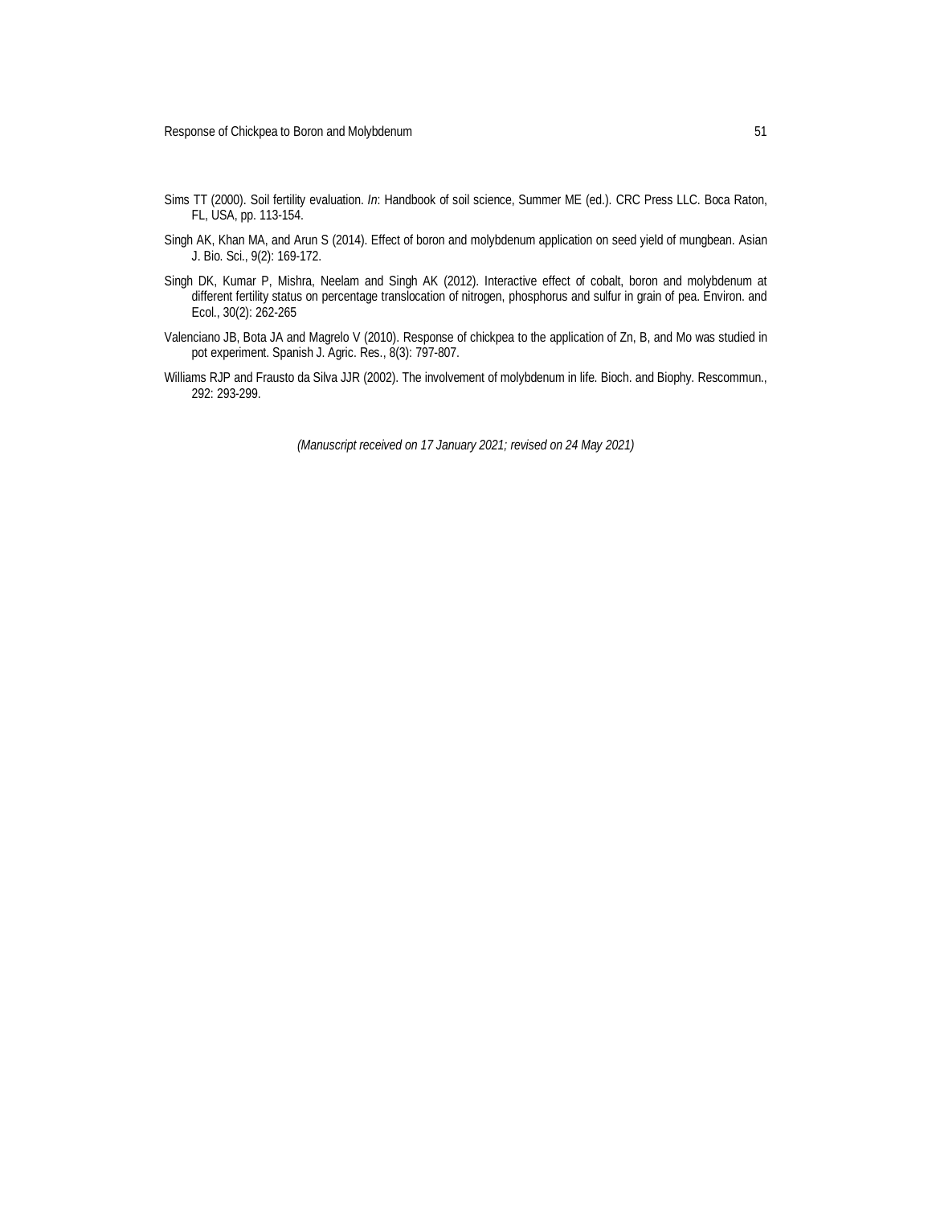Sims TT (2000). Soil fertility evaluation. *In*: Handbook of soil science, Summer ME (ed.). CRC Press LLC. Boca Raton, FL, USA, pp. 113-154.

Singh AK, Khan MA, and Arun S (2014). Effect of boron and molybdenum application on seed yield of mungbean. Asian J. Bio. Sci., 9(2): 169-172.

Singh DK, Kumar P, Mishra, Neelam and Singh AK (2012). Interactive effect of cobalt, boron and molybdenum at different fertility status on percentage translocation of nitrogen, phosphorus and sulfur in grain of pea. Environ. and Ecol., 30(2): 262-265

Valenciano JB, Bota JA and Magrelo V (2010). Response of chickpea to the application of Zn, B, and Mo was studied in pot experiment. Spanish J. Agric. Res., 8(3): 797-807.

Williams RJP and Frausto da Silva JJR (2002). The involvement of molybdenum in life. Bioch. and Biophy. Rescommun., 292: 293-299.

*(Manuscript received on 17 January 2021; revised on 24 May 2021)*